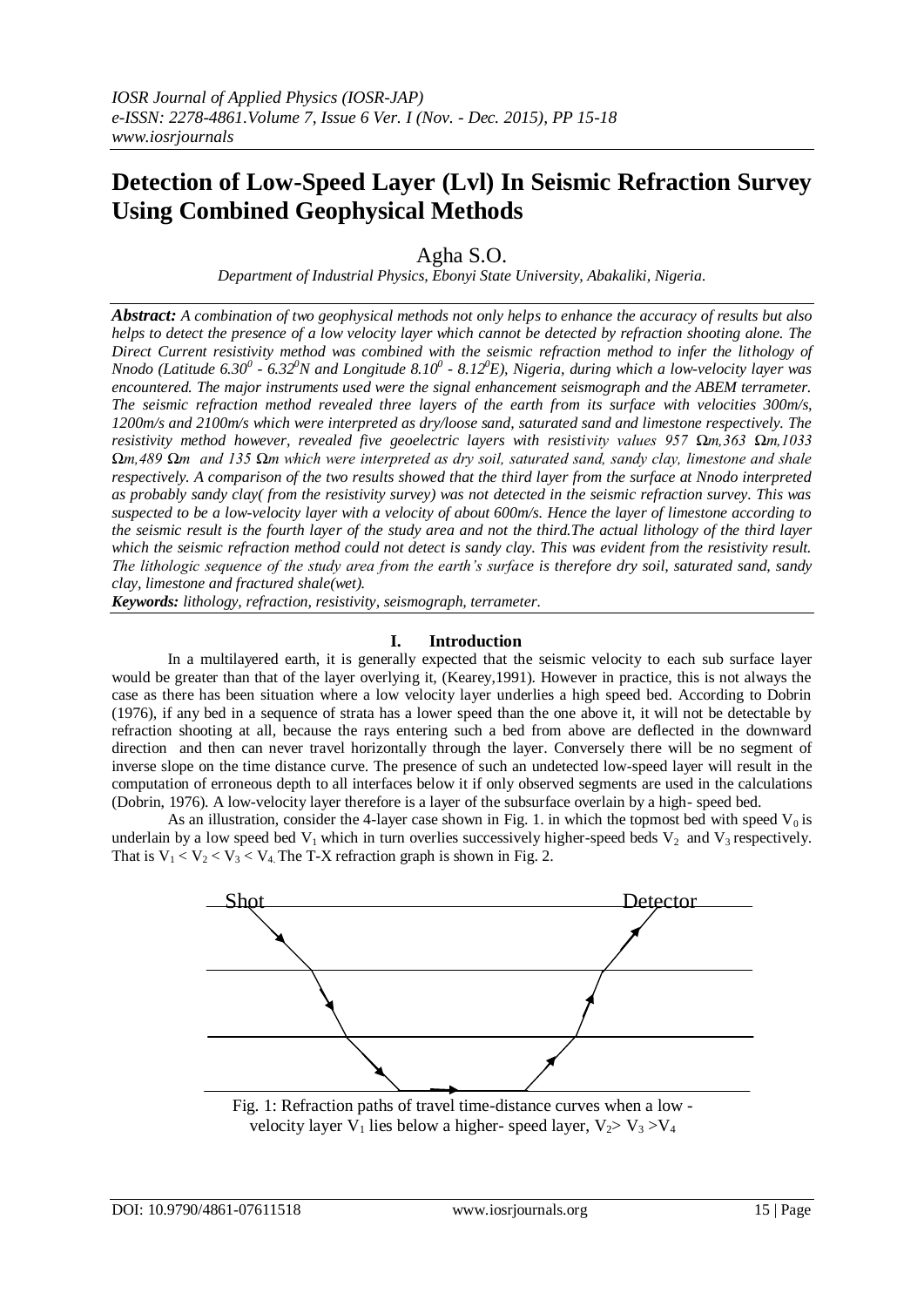# Detection of Low-Speed Layer (Lvl) In Seismic Refraction Survey Using Combined Geophysical Methods

Agha S.O.

*Department of Industrial Physics, Ebonyi State University, Abakaliki, Nigeria.*

***Abstract:*** *A combination of two geophysical methods not only helps to enhance the accuracy of results but also helps to detect the presence of a low velocity layer which cannot be detected by refraction shooting alone. The Direct Current resistivity method was combined with the seismic refraction method to infer the lithology of Nnodo (Latitude $6.30^0$ - $6.32^0$N and Longitude $8.10^0$ - $8.12^0$E), Nigeria, during which a low-velocity layer was encountered. The major instruments used were the signal enhancement seismograph and the ABEM terrameter. The seismic refraction method revealed three layers of the earth from its surface with velocities 300m/s, 1200m/s and 2100m/s which were interpreted as dry/loose sand, saturated sand and limestone respectively. The resistivity method however, revealed five geoelectric layers with resistivity values 957 Ωm, 363 Ωm, 1033 Ωm, 489 Ωm and 135 Ωm which were interpreted as dry soil, saturated sand, sandy clay, limestone and shale respectively. A comparison of the two results showed that the third layer from the surface at Nnodo interpreted as probably sandy clay( from the resistivity survey) was not detected in the seismic refraction survey. This was suspected to be a low-velocity layer with a velocity of about 600m/s. Hence the layer of limestone according to the seismic result is the fourth layer of the study area and not the third.The actual lithology of the third layer which the seismic refraction method could not detect is sandy clay. This was evident from the resistivity result. The lithologic sequence of the study area from the earth's surface is therefore dry soil, saturated sand, sandy clay, limestone and fractured shale(wet).*

***Keywords:*** *lithology, refraction, resistivity, seismograph, terrameter.*

## I. Introduction

In a multilayered earth, it is generally expected that the seismic velocity to each sub surface layer would be greater than that of the layer overlying it, (Kearey,1991). However in practice, this is not always the case as there has been situation where a low velocity layer underlies a high speed bed. According to Dobrin (1976), if any bed in a sequence of strata has a lower speed than the one above it, it will not be detectable by refraction shooting at all, because the rays entering such a bed from above are deflected in the downward direction and then can never travel horizontally through the layer. Conversely there will be no segment of inverse slope on the time distance curve. The presence of such an undetected low-speed layer will result in the computation of erroneous depth to all interfaces below it if only observed segments are used in the calculations (Dobrin, 1976). A low-velocity layer therefore is a layer of the subsurface overlain by a high- speed bed.

As an illustration, consider the 4-layer case shown in Fig. 1. in which the topmost bed with speed $V_0$ is underlain by a low speed bed $V_1$ which in turn overlies successively higher-speed beds $V_2$ and $V_3$ respectively. That is $V_1 < V_2 < V_3 < V_4$. The T-X refraction graph is shown in Fig. 2.

Shot Detector

Fig. 1: Refraction paths of travel time-distance curves when a low -velocity layer $V_1$ lies below a higher- speed layer, $V_2 > V_3 > V_4$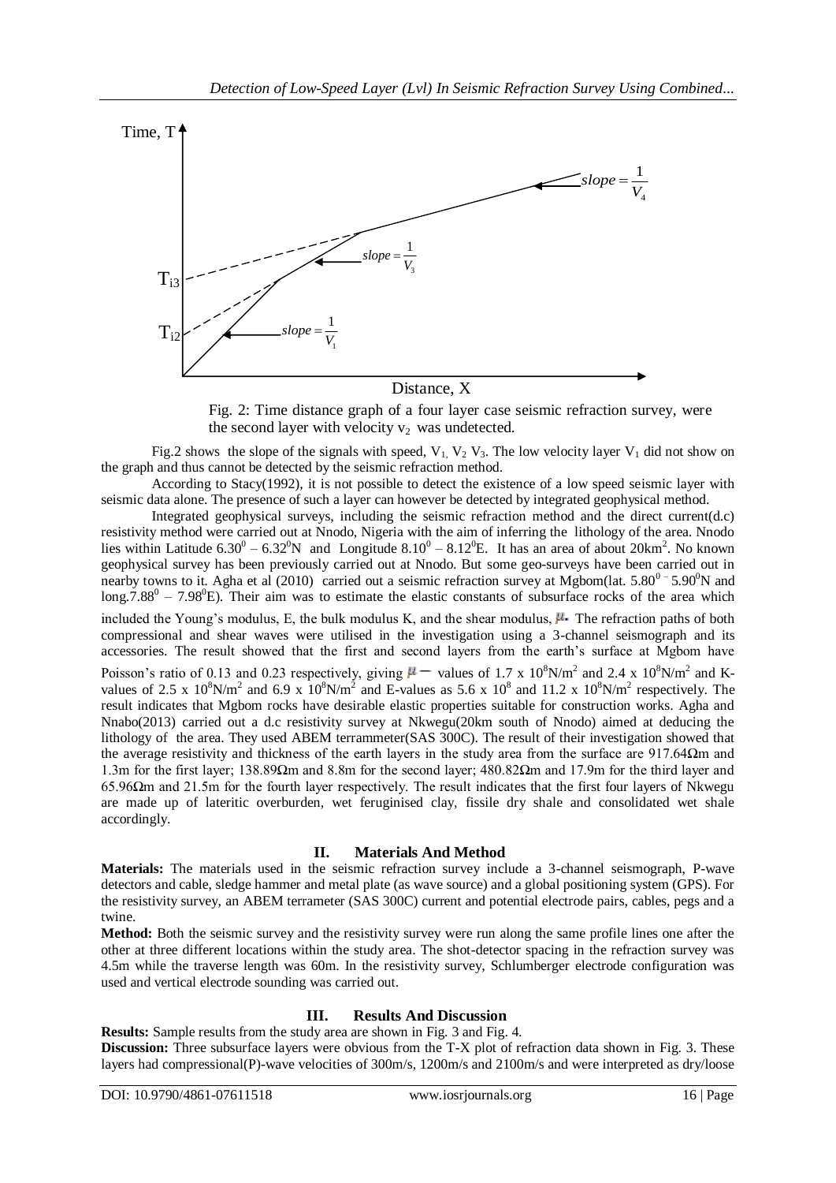Fig. 2: Time distance graph of a four layer case seismic refraction survey, were the second layer with velocity $v_2$ was undetected.

Fig.2 shows the slope of the signals with speed, $V_1$, $V_2$ $V_3$. The low velocity layer $V_1$ did not show on the graph and thus cannot be detected by the seismic refraction method.

According to Stacy(1992), it is not possible to detect the existence of a low speed seismic layer with seismic data alone. The presence of such a layer can however be detected by integrated geophysical method.

Integrated geophysical surveys, including the seismic refraction method and the direct current(d.c) resistivity method were carried out at Nnodo, Nigeria with the aim of inferring the lithology of the area. Nnodo lies within Latitude $6.30^0 – 6.32^0$N and Longitude $8.10^0 – 8.12^0$E. It has an area of about $20km^2$. No known geophysical survey has been previously carried out at Nnodo. But some geo-surveys have been carried out in nearby towns to it. Agha et al (2010) carried out a seismic refraction survey at Mgbom(lat. $5.80^0$ – $5.90^0$N and long.$7.88^0$ – $7.98^0$E). Their aim was to estimate the elastic constants of subsurface rocks of the area which included the Young's modulus, E, the bulk modulus K, and the shear modulus, $\mu$. The refraction paths of both compressional and shear waves were utilised in the investigation using a 3-channel seismograph and its accessories. The result showed that the first and second layers from the earth's surface at Mgbom have Poisson's ratio of 0.13 and 0.23 respectively, giving $\mu$ – values of 1.7 x $10^8$N/m$^2$ and 2.4 x $10^8$N/m$^2$ and K-values of 2.5 x $10^8$N/m$^2$ and 6.9 x $10^8$N/m$^2$ and E-values as 5.6 x $10^8$ and 11.2 x $10^8$N/m$^2$ respectively. The result indicates that Mgbom rocks have desirable elastic properties suitable for construction works. Agha and Nnabo(2013) carried out a d.c resistivity survey at Nkwegu(20km south of Nnodo) aimed at deducing the lithology of the area. They used ABEM terrammeter(SAS 300C). The result of their investigation showed that the average resistivity and thickness of the earth layers in the study area from the surface are 917.64Ωm and 1.3m for the first layer; 138.89Ωm and 8.8m for the second layer; 480.82Ωm and 17.9m for the third layer and 65.96Ωm and 21.5m for the fourth layer respectively. The result indicates that the first four layers of Nkwegu are made up of lateritic overburden, wet feruginised clay, fissile dry shale and consolidated wet shale accordingly.

## II. Materials And Method

**Materials:** The materials used in the seismic refraction survey include a 3-channel seismograph, P-wave detectors and cable, sledge hammer and metal plate (as wave source) and a global positioning system (GPS). For the resistivity survey, an ABEM terameter (SAS 300C) current and potential electrode pairs, cables, pegs and a twine.

**Method:** Both the seismic survey and the resistivity survey were run along the same profile lines one after the other at three different locations within the study area. The shot-detector spacing in the refraction survey was 4.5m while the traverse length was 60m. In the resistivity survey, Schlumberger electrode configuration was used and vertical electrode sounding was carried out.

## III. Results And Discussion

**Results:** Sample results from the study area are shown in Fig. 3 and Fig. 4.

**Discussion:** Three subsurface layers were obvious from the T-X plot of refraction data shown in Fig. 3. These layers had compressional(P)-wave velocities of 300m/s, 1200m/s and 2100m/s and were interpreted as dry/loose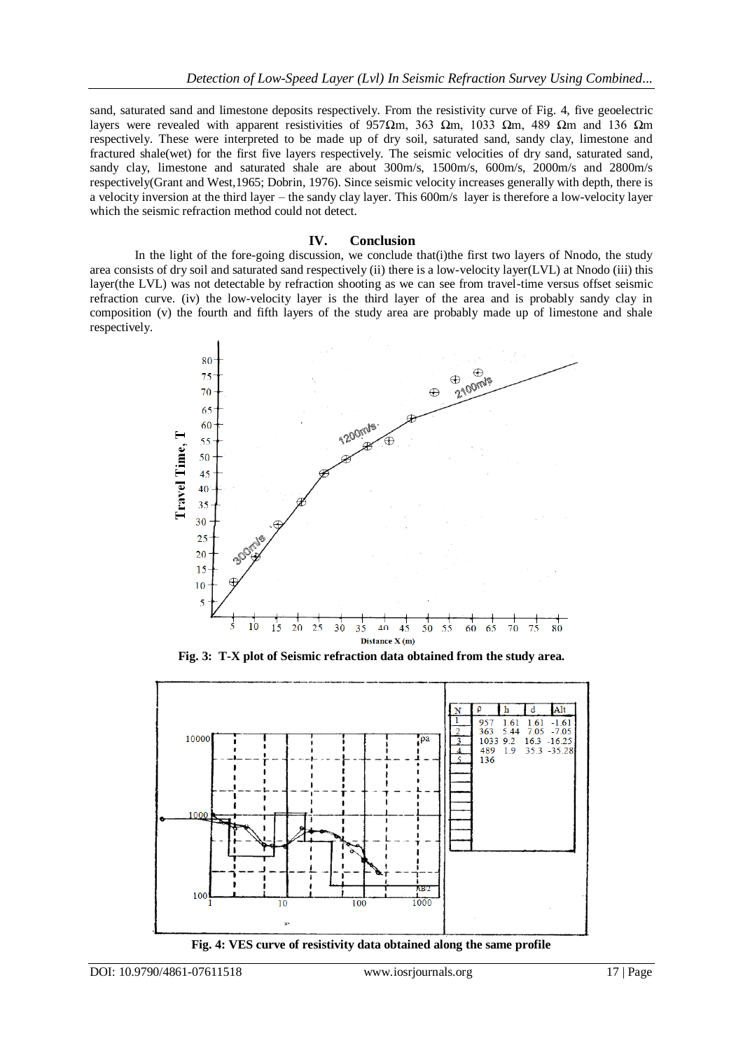sand, saturated sand and limestone deposits respectively. From the resistivity curve of Fig. 4, five geoelectric layers were revealed with apparent resistivities of 957Ωm, 363 Ωm, 1033 Ωm, 489 Ωm and 136 Ωm respectively. These were interpreted to be made up of dry soil, saturated sand, sandy clay, limestone and fractured shale(wet) for the first five layers respectively. The seismic velocities of dry sand, saturated sand, sandy clay, limestone and saturated shale are about 300m/s, 1500m/s, 600m/s, 2000m/s and 2800m/s respectively(Grant and West,1965; Dobrin, 1976). Since seismic velocity increases generally with depth, there is a velocity inversion at the third layer – the sandy clay layer. This 600m/s layer is therefore a low-velocity layer which the seismic refraction method could not detect.

## IV. Conclusion

In the light of the fore-going discussion, we conclude that(i)the first two layers of Nnodo, the study area consists of dry soil and saturated sand respectively (ii) there is a low-velocity layer(LVL) at Nnodo (iii) this layer(the LVL) was not detectable by refraction shooting as we can see from travel-time versus offset seismic refraction curve. (iv) the low-velocity layer is the third layer of the area and is probably sandy clay in composition (v) the fourth and fifth layers of the study area are probably made up of limestone and shale respectively.

**Fig. 3: T-X plot of Seismic refraction data obtained from the study area.**

| N | ρ | h | d | Alt |
|---|---|---|---|---|
| 1 | 957 | 1.61 | 1.61 | -1.61 |
| 2 | 363 | 5.44 | 7.05 | -7.05 |
| 3 | 1033 | 9.2 | 16.3 | -16.25 |
| 4 | 489 | 1.9 | 35.3 | -35.28 |
| 5 | 136 | | | |

**Fig. 4: VES curve of resistivity data obtained along the same profile**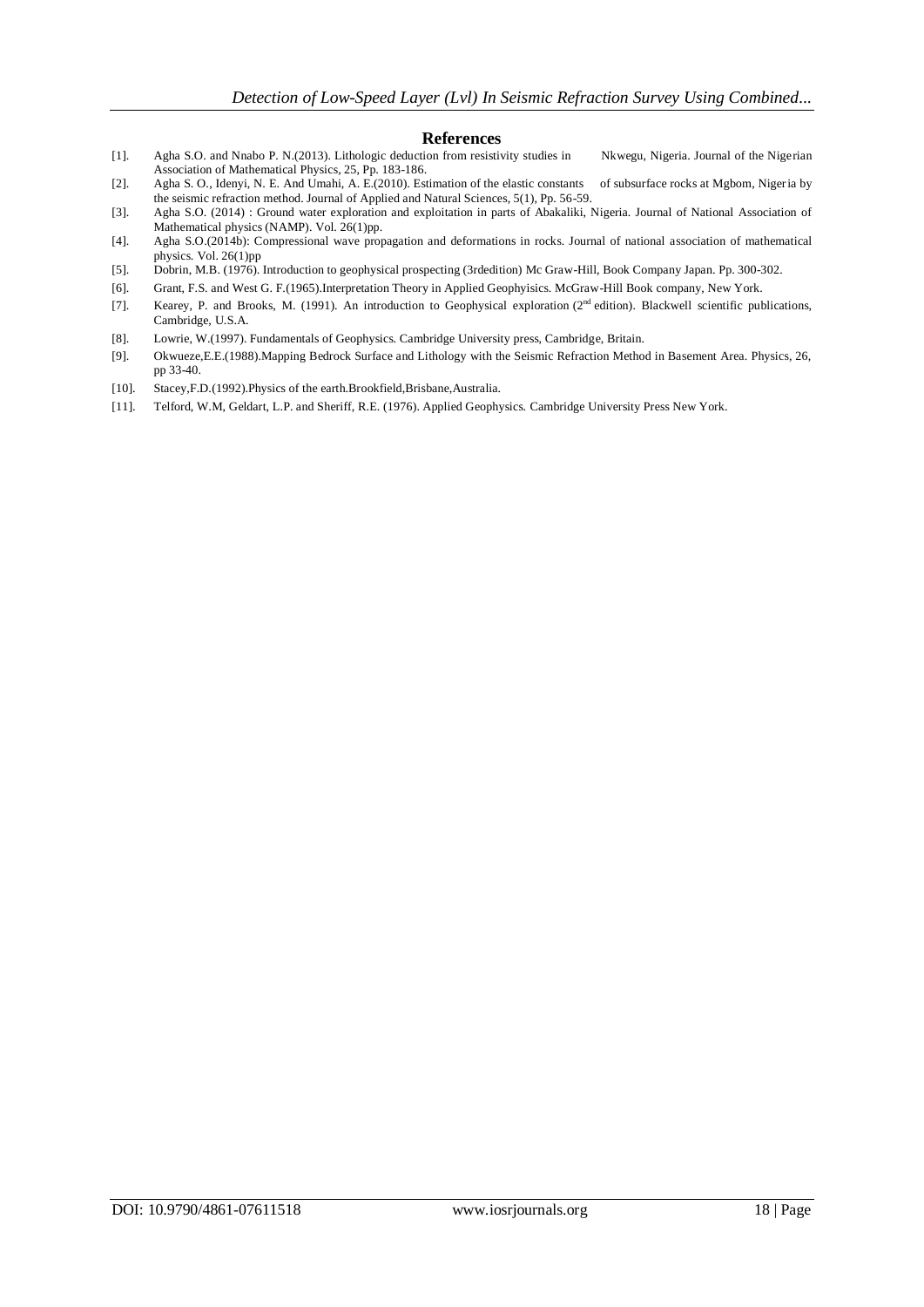## References

[1]. Agha S.O. and Nnabo P. N.(2013). Lithologic deduction from resistivity studies in Nkwegu, Nigeria. Journal of the Nigerian Association of Mathematical Physics, 25, Pp. 183-186.

[2]. Agha S. O., Idenyi, N. E. And Umahi, A. E.(2010). Estimation of the elastic constants of subsurface rocks at Mgbom, Nigeria by the seismic refraction method. Journal of Applied and Natural Sciences, 5(1), Pp. 56-59.

[3]. Agha S.O. (2014) : Ground water exploration and exploitation in parts of Abakaliki, Nigeria. Journal of National Association of Mathematical physics (NAMP). Vol. 26(1)pp.

[4]. Agha S.O.(2014b): Compressional wave propagation and deformations in rocks. Journal of national association of mathematical physics. Vol. 26(1)pp

[5]. Dobrin, M.B. (1976). Introduction to geophysical prospecting (3rdedition) Mc Graw-Hill, Book Company Japan. Pp. 300-302.

[6]. Grant, F.S. and West G. F.(1965).Interpretation Theory in Applied Geophyisics. McGraw-Hill Book company, New York.

[7]. Kearey, P. and Brooks, M. (1991). An introduction to Geophysical exploration (2nd edition). Blackwell scientific publications, Cambridge, U.S.A.

[8]. Lowrie, W.(1997). Fundamentals of Geophysics. Cambridge University press, Cambridge, Britain.

[9]. Okwueze,E.E.(1988).Mapping Bedrock Surface and Lithology with the Seismic Refraction Method in Basement Area. Physics, 26, pp 33-40.

[10]. Stacey,F.D.(1992).Physics of the earth.Brookfield,Brisbane,Australia.

[11]. Telford, W.M, Geldart, L.P. and Sheriff, R.E. (1976). Applied Geophysics. Cambridge University Press New York.